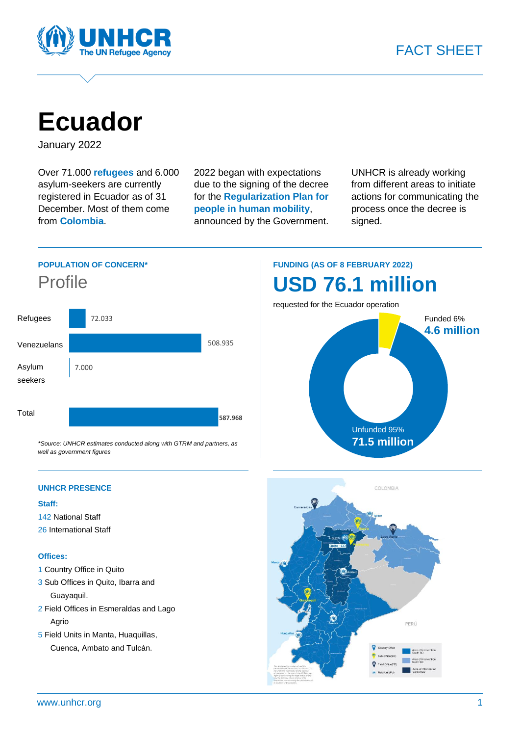FACT SHEET

# Ecuador

January 2022

Over 71.000 **refugees** and 6.000 asylum-seekers are currently registered in Ecuador as of 31 December. Most of them come from **Colombia**.

2022 began with expectations due to the signing of the decree for the **Regularization Plan for people in human mobility**, announced by the Government.

UNHCR is already working from different areas to initiate actions for communicating the process once the decree is signed.

## POPULATION OF CONCERN*

### Profile

| Category | Number |
|---|---|
| Refugees | 72.033 |
| Venezuelans | 508.935 |
| Asylum seekers | 7.000 |
| Total | **587.968** |

*\*Source: UNHCR estimates conducted along with GTRM and partners, as well as government figures*

## FUNDING (AS OF 8 FEBRUARY 2022)

# USD 76.1 million

requested for the Ecuador operation

Funded 6%
**4.6 million**

Unfunded 95%
**71.5 million**

## UNHCR PRESENCE

**Staff:**

142 National Staff
26 International Staff

**Offices:**

1 Country Office in Quito
3 Sub Offices in Quito, Ibarra and Guayaquil.
2 Field Offices in Esmeraldas and Lago Agrio
5 Field Units in Manta, Huaquillas, Cuenca, Ambato and Tulcán.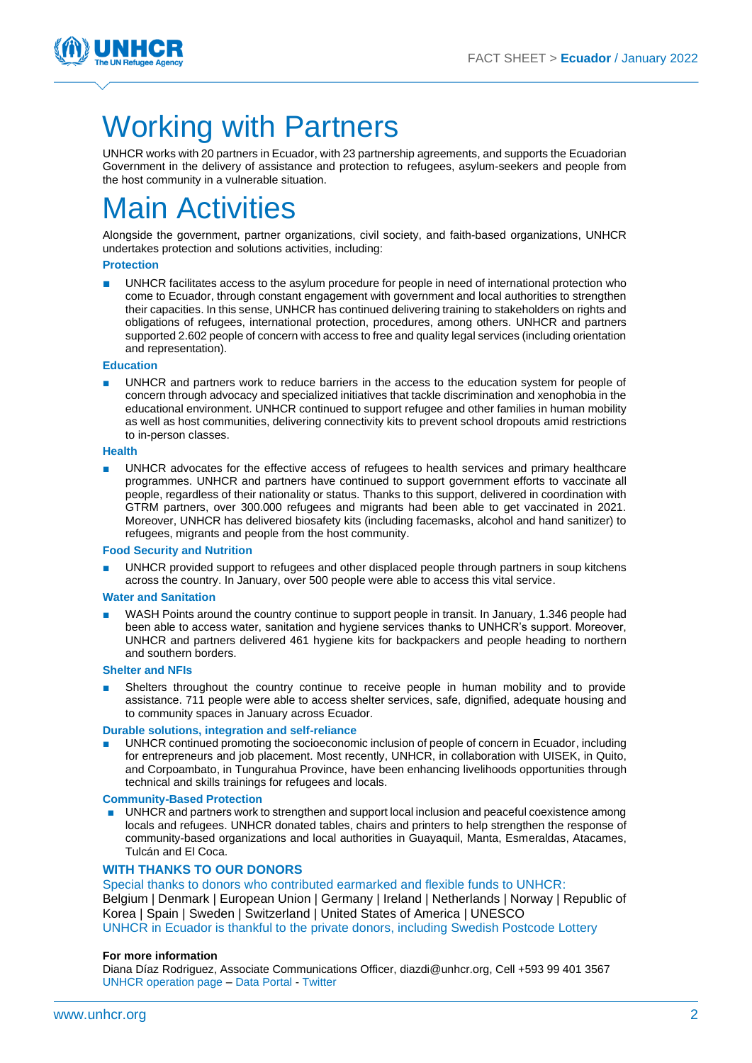# Working with Partners

UNHCR works with 20 partners in Ecuador, with 23 partnership agreements, and supports the Ecuadorian Government in the delivery of assistance and protection to refugees, asylum-seekers and people from the host community in a vulnerable situation.

# Main Activities

Alongside the government, partner organizations, civil society, and faith-based organizations, UNHCR undertakes protection and solutions activities, including:

### Protection

- UNHCR facilitates access to the asylum procedure for people in need of international protection who come to Ecuador, through constant engagement with government and local authorities to strengthen their capacities. In this sense, UNHCR has continued delivering training to stakeholders on rights and obligations of refugees, international protection, procedures, among others. UNHCR and partners supported 2.602 people of concern with access to free and quality legal services (including orientation and representation).

### Education

- UNHCR and partners work to reduce barriers in the access to the education system for people of concern through advocacy and specialized initiatives that tackle discrimination and xenophobia in the educational environment. UNHCR continued to support refugee and other families in human mobility as well as host communities, delivering connectivity kits to prevent school dropouts amid restrictions to in-person classes.

### Health

- UNHCR advocates for the effective access of refugees to health services and primary healthcare programmes. UNHCR and partners have continued to support government efforts to vaccinate all people, regardless of their nationality or status. Thanks to this support, delivered in coordination with GTRM partners, over 300.000 refugees and migrants had been able to get vaccinated in 2021. Moreover, UNHCR has delivered biosafety kits (including facemasks, alcohol and hand sanitizer) to refugees, migrants and people from the host community.

### Food Security and Nutrition

- UNHCR provided support to refugees and other displaced people through partners in soup kitchens across the country. In January, over 500 people were able to access this vital service.

### Water and Sanitation

- WASH Points around the country continue to support people in transit. In January, 1.346 people had been able to access water, sanitation and hygiene services thanks to UNHCR's support. Moreover, UNHCR and partners delivered 461 hygiene kits for backpackers and people heading to northern and southern borders.

### Shelter and NFIs

- Shelters throughout the country continue to receive people in human mobility and to provide assistance. 711 people were able to access shelter services, safe, dignified, adequate housing and to community spaces in January across Ecuador.

### Durable solutions, integration and self-reliance

- UNHCR continued promoting the socioeconomic inclusion of people of concern in Ecuador, including for entrepreneurs and job placement. Most recently, UNHCR, in collaboration with UISEK, in Quito, and Corpoambato, in Tungurahua Province, have been enhancing livelihoods opportunities through technical and skills trainings for refugees and locals.

### Community-Based Protection

- UNHCR and partners work to strengthen and support local inclusion and peaceful coexistence among locals and refugees. UNHCR donated tables, chairs and printers to help strengthen the response of community-based organizations and local authorities in Guayaquil, Manta, Esmeraldas, Atacames, Tulcán and El Coca.

### WITH THANKS TO OUR DONORS

Special thanks to donors who contributed earmarked and flexible funds to UNHCR:

Belgium | Denmark | European Union | Germany | Ireland | Netherlands | Norway | Republic of Korea | Spain | Sweden | Switzerland | United States of America | UNESCO

UNHCR in Ecuador is thankful to the private donors, including Swedish Postcode Lottery

**For more information**

Diana Díaz Rodriguez, Associate Communications Officer, diazdi@unhcr.org, Cell +593 99 401 3567

UNHCR operation page – Data Portal - Twitter